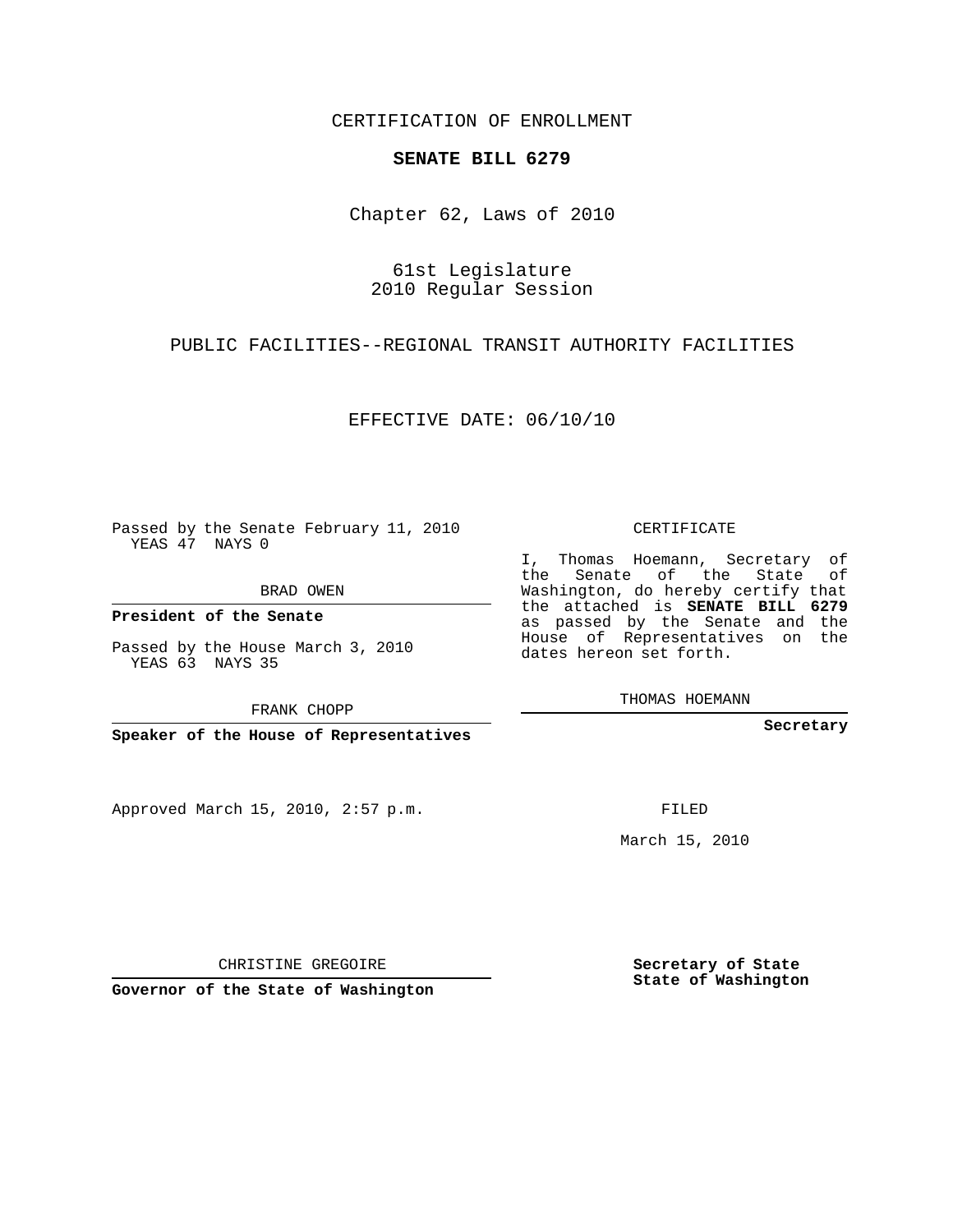CERTIFICATION OF ENROLLMENT

**SENATE BILL 6279**

Chapter 62, Laws of 2010

61st Legislature
2010 Regular Session

PUBLIC FACILITIES--REGIONAL TRANSIT AUTHORITY FACILITIES

EFFECTIVE DATE: 06/10/10

Passed by the Senate February 11, 2010
YEAS 47 NAYS 0

BRAD OWEN

**President of the Senate**

Passed by the House March 3, 2010
YEAS 63 NAYS 35

FRANK CHOPP

**Speaker of the House of Representatives**

Approved March 15, 2010, 2:57 p.m.

CHRISTINE GREGOIRE

**Governor of the State of Washington**

CERTIFICATE

I, Thomas Hoemann, Secretary of the Senate of the State of Washington, do hereby certify that the attached is **SENATE BILL 6279** as passed by the Senate and the House of Representatives on the dates hereon set forth.

THOMAS HOEMANN

**Secretary**

FILED

March 15, 2010

**Secretary of State**
**State of Washington**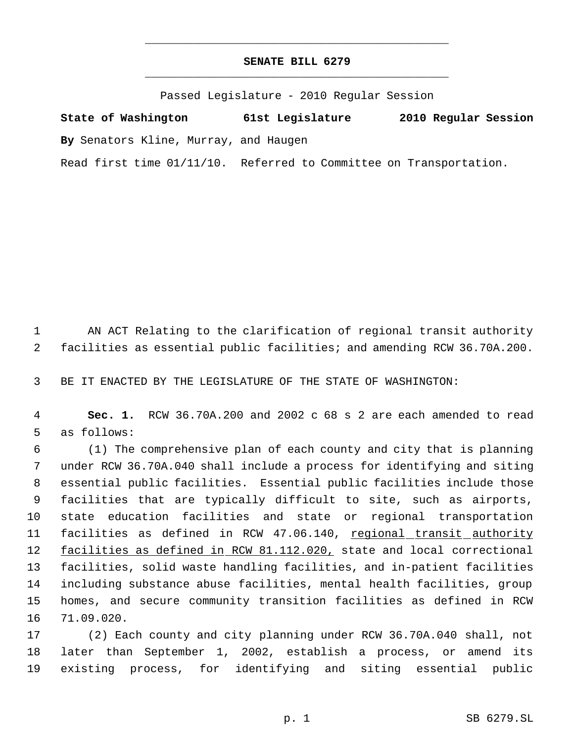# SENATE BILL 6279

Passed Legislature - 2010 Regular Session

**State of Washington 61st Legislature 2010 Regular Session**

**By** Senators Kline, Murray, and Haugen

Read first time 01/11/10. Referred to Committee on Transportation.

AN ACT Relating to the clarification of regional transit authority facilities as essential public facilities; and amending RCW 36.70A.200.

BE IT ENACTED BY THE LEGISLATURE OF THE STATE OF WASHINGTON:

**Sec. 1.** RCW 36.70A.200 and 2002 c 68 s 2 are each amended to read as follows:

(1) The comprehensive plan of each county and city that is planning under RCW 36.70A.040 shall include a process for identifying and siting essential public facilities. Essential public facilities include those facilities that are typically difficult to site, such as airports, state education facilities and state or regional transportation facilities as defined in RCW 47.06.140, <u>regional transit authority facilities as defined in RCW 81.112.020,</u> state and local correctional facilities, solid waste handling facilities, and in-patient facilities including substance abuse facilities, mental health facilities, group homes, and secure community transition facilities as defined in RCW 71.09.020.

(2) Each county and city planning under RCW 36.70A.040 shall, not later than September 1, 2002, establish a process, or amend its existing process, for identifying and siting essential public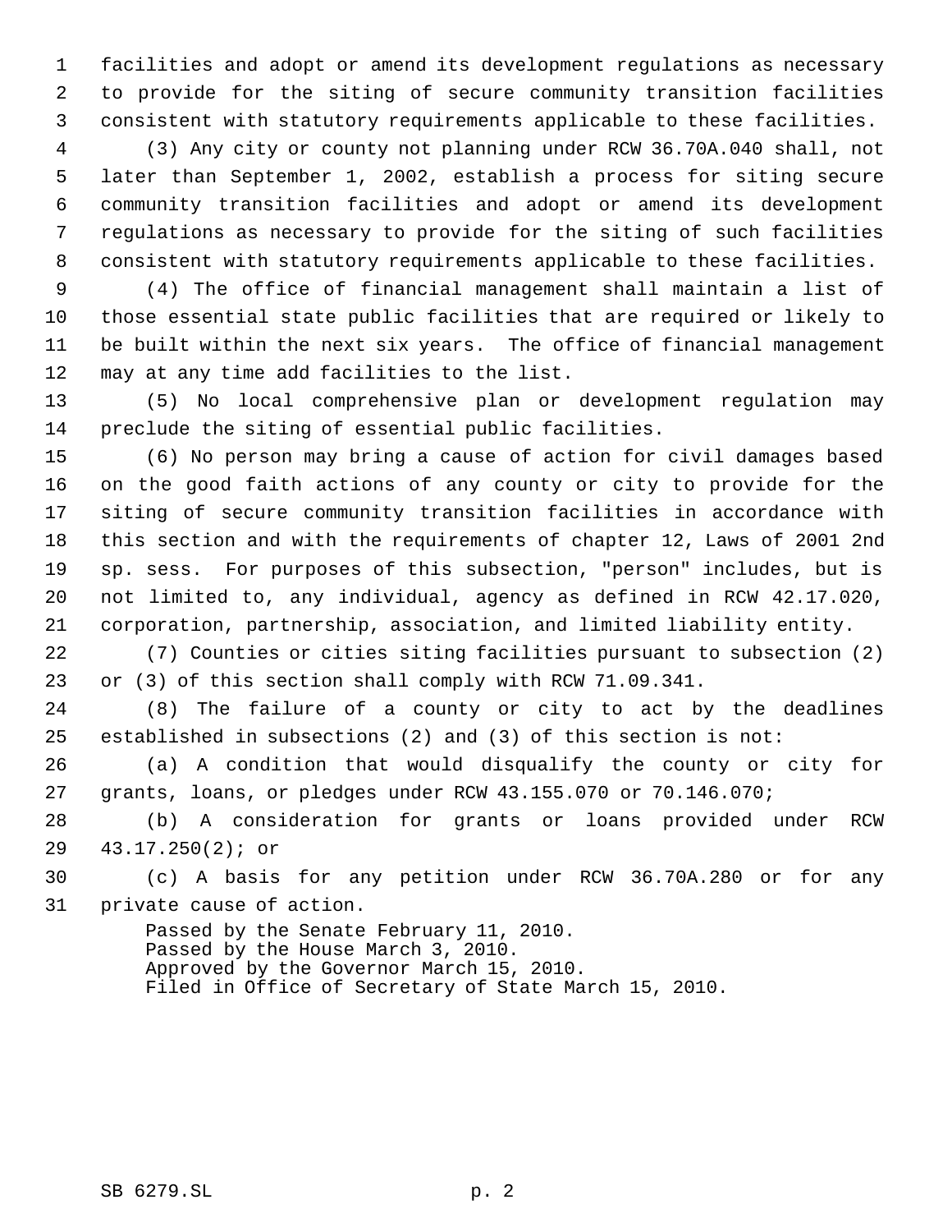facilities and adopt or amend its development regulations as necessary to provide for the siting of secure community transition facilities consistent with statutory requirements applicable to these facilities.

(3) Any city or county not planning under RCW 36.70A.040 shall, not later than September 1, 2002, establish a process for siting secure community transition facilities and adopt or amend its development regulations as necessary to provide for the siting of such facilities consistent with statutory requirements applicable to these facilities.

(4) The office of financial management shall maintain a list of those essential state public facilities that are required or likely to be built within the next six years. The office of financial management may at any time add facilities to the list.

(5) No local comprehensive plan or development regulation may preclude the siting of essential public facilities.

(6) No person may bring a cause of action for civil damages based on the good faith actions of any county or city to provide for the siting of secure community transition facilities in accordance with this section and with the requirements of chapter 12, Laws of 2001 2nd sp. sess. For purposes of this subsection, "person" includes, but is not limited to, any individual, agency as defined in RCW 42.17.020, corporation, partnership, association, and limited liability entity.

(7) Counties or cities siting facilities pursuant to subsection (2) or (3) of this section shall comply with RCW 71.09.341.

(8) The failure of a county or city to act by the deadlines established in subsections (2) and (3) of this section is not:

(a) A condition that would disqualify the county or city for grants, loans, or pledges under RCW 43.155.070 or 70.146.070;

(b) A consideration for grants or loans provided under RCW 43.17.250(2); or

(c) A basis for any petition under RCW 36.70A.280 or for any private cause of action.

Passed by the Senate February 11, 2010.
Passed by the House March 3, 2010.
Approved by the Governor March 15, 2010.
Filed in Office of Secretary of State March 15, 2010.